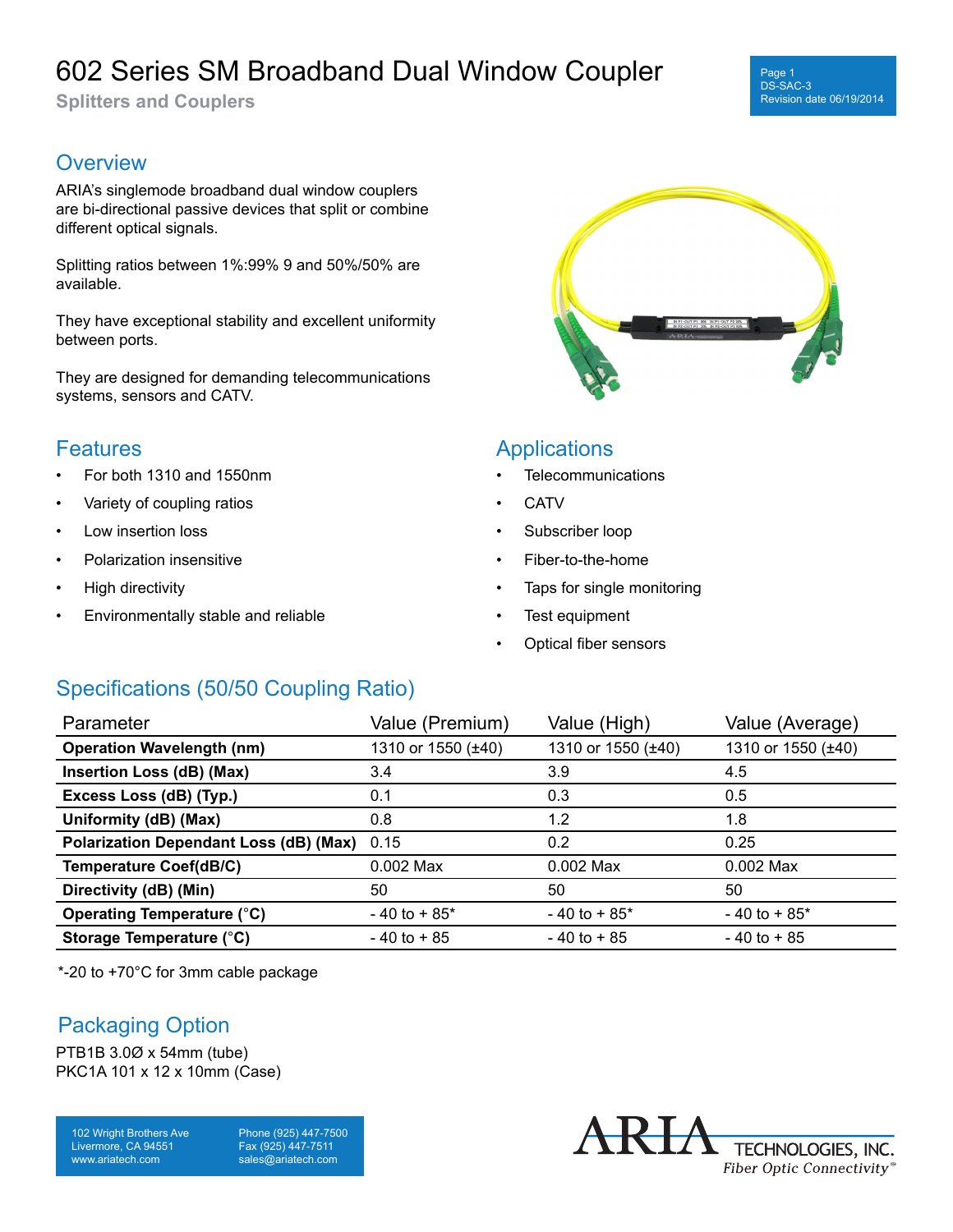# 602 Series SM Broadband Dual Window Coupler

**Splitters and Couplers**

## Overview

ARIA's singlemode broadband dual window couplers are bi-directional passive devices that split or combine different optical signals.

Splitting ratios between 1%:99% 9 and 50%/50% are available.

They have exceptional stability and excellent uniformity between ports.

They are designed for demanding telecommunications systems, sensors and CATV.

## Features

- For both 1310 and 1550nm
- Variety of coupling ratios
- Low insertion loss
- Polarization insensitive
- High directivity
- Environmentally stable and reliable

## Applications

- Telecommunications
- CATV
- Subscriber loop
- Fiber-to-the-home
- Taps for single monitoring
- Test equipment
- Optical fiber sensors

## Specifications (50/50 Coupling Ratio)

| Parameter | Value (Premium) | Value (High) | Value (Average) |
|---|---|---|---|
| **Operation Wavelength (nm)** | 1310 or 1550 (±40) | 1310 or 1550 (±40) | 1310 or 1550 (±40) |
| **Insertion Loss (dB) (Max)** | 3.4 | 3.9 | 4.5 |
| **Excess Loss (dB) (Typ.)** | 0.1 | 0.3 | 0.5 |
| **Uniformity (dB) (Max)** | 0.8 | 1.2 | 1.8 |
| **Polarization Dependant Loss (dB) (Max)** | 0.15 | 0.2 | 0.25 |
| **Temperature Coef(dB/C)** | 0.002 Max | 0.002 Max | 0.002 Max |
| **Directivity (dB) (Min)** | 50 | 50 | 50 |
| **Operating Temperature (°C)** | - 40 to + 85* | - 40 to + 85* | - 40 to + 85* |
| **Storage Temperature (°C)** | - 40 to + 85 | - 40 to + 85 | - 40 to + 85 |

*-20 to +70°C for 3mm cable package

## Packaging Option

PTB1B 3.0Ø x 54mm (tube)
PKC1A 101 x 12 x 10mm (Case)

102 Wright Brothers Ave
Livermore, CA 94551
www.ariatech.com

Phone (925) 447-7500
Fax (925) 447-7511
sales@ariatech.com

ARIA TECHNOLOGIES, INC.
*Fiber Optic Connectivity®*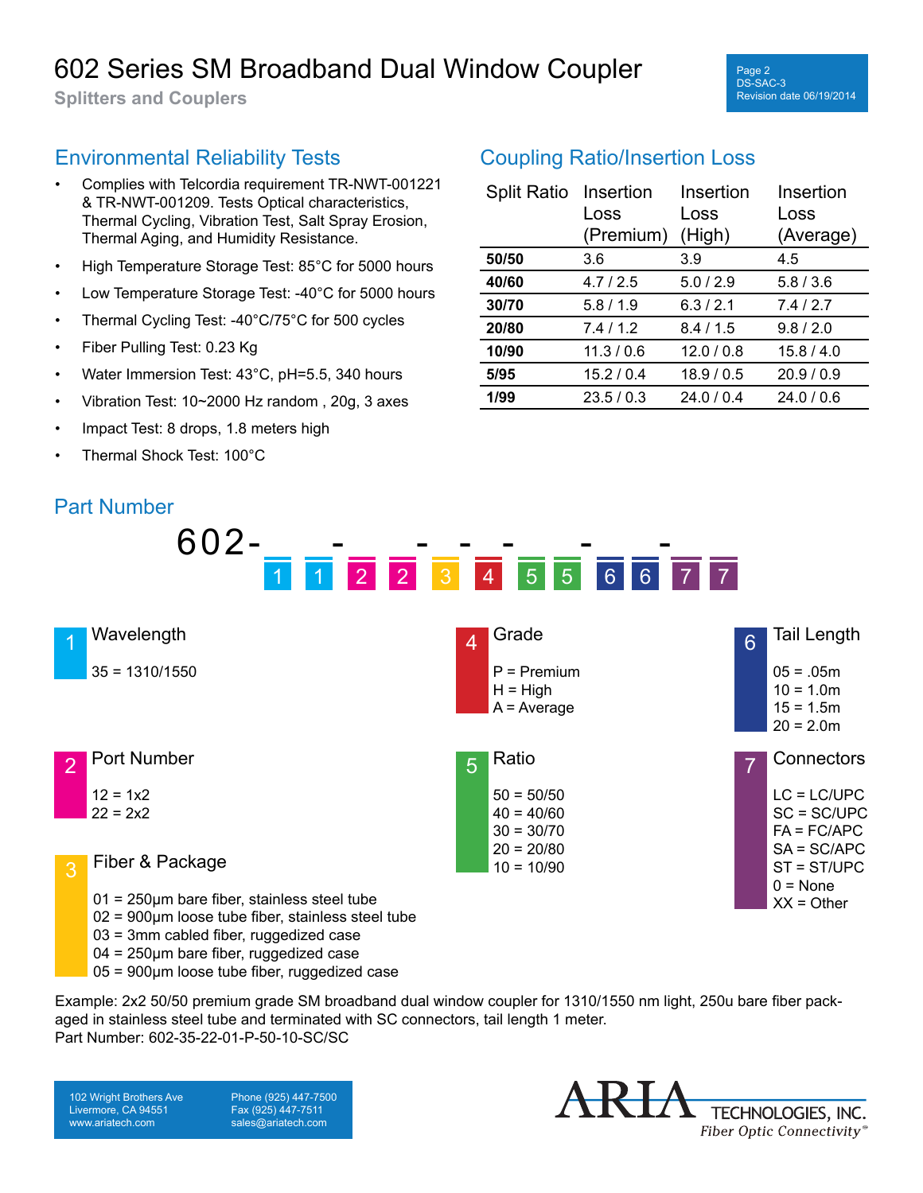# 602 Series SM Broadband Dual Window Coupler

**Splitters and Couplers**

## Environmental Reliability Tests

- Complies with Telcordia requirement TR-NWT-001221 & TR-NWT-001209. Tests Optical characteristics, Thermal Cycling, Vibration Test, Salt Spray Erosion, Thermal Aging, and Humidity Resistance.
- High Temperature Storage Test: 85°C for 5000 hours
- Low Temperature Storage Test: -40°C for 5000 hours
- Thermal Cycling Test: -40°C/75°C for 500 cycles
- Fiber Pulling Test: 0.23 Kg
- Water Immersion Test: 43°C, pH=5.5, 340 hours
- Vibration Test: 10~2000 Hz random , 20g, 3 axes
- Impact Test: 8 drops, 1.8 meters high
- Thermal Shock Test: 100°C

## Coupling Ratio/Insertion Loss

| Split Ratio | Insertion Loss (Premium) | Insertion Loss (High) | Insertion Loss (Average) |
|---|---|---|---|
| **50/50** | 3.6 | 3.9 | 4.5 |
| **40/60** | 4.7 / 2.5 | 5.0 / 2.9 | 5.8 / 3.6 |
| **30/70** | 5.8 / 1.9 | 6.3 / 2.1 | 7.4 / 2.7 |
| **20/80** | 7.4 / 1.2 | 8.4 / 1.5 | 9.8 / 2.0 |
| **10/90** | 11.3 / 0.6 | 12.0 / 0.8 | 15.8 / 4.0 |
| **5/95** | 15.2 / 0.4 | 18.9 / 0.5 | 20.9 / 0.9 |
| **1/99** | 23.5 / 0.3 | 24.0 / 0.4 | 24.0 / 0.6 |

## Part Number

602- _1_ _1_ - _2_ _2_ - _3_ - _4_ - _5_ _5_ - _6_ _6_ - _7_ _7_

**1 Wavelength**

35 = 1310/1550

**2 Port Number**

12 = 1x2
22 = 2x2

**3 Fiber & Package**

01 = 250μm bare fiber, stainless steel tube
02 = 900μm loose tube fiber, stainless steel tube
03 = 3mm cabled fiber, ruggedized case
04 = 250μm bare fiber, ruggedized case
05 = 900μm loose tube fiber, ruggedized case

**4 Grade**

P = Premium
H = High
A = Average

**5 Ratio**

50 = 50/50
40 = 40/60
30 = 30/70
20 = 20/80
10 = 10/90

**6 Tail Length**

05 = .05m
10 = 1.0m
15 = 1.5m
20 = 2.0m

**7 Connectors**

LC = LC/UPC
SC = SC/UPC
FA = FC/APC
SA = SC/APC
ST = ST/UPC
0 = None
XX = Other

Example: 2x2 50/50 premium grade SM broadband dual window coupler for 1310/1550 nm light, 250u bare fiber packaged in stainless steel tube and terminated with SC connectors, tail length 1 meter.
Part Number: 602-35-22-01-P-50-10-SC/SC

102 Wright Brothers Ave
Livermore, CA 94551
www.ariatech.com

Phone (925) 447-7500
Fax (925) 447-7511
sales@ariatech.com

ARIA TECHNOLOGIES, INC.
*Fiber Optic Connectivity®*